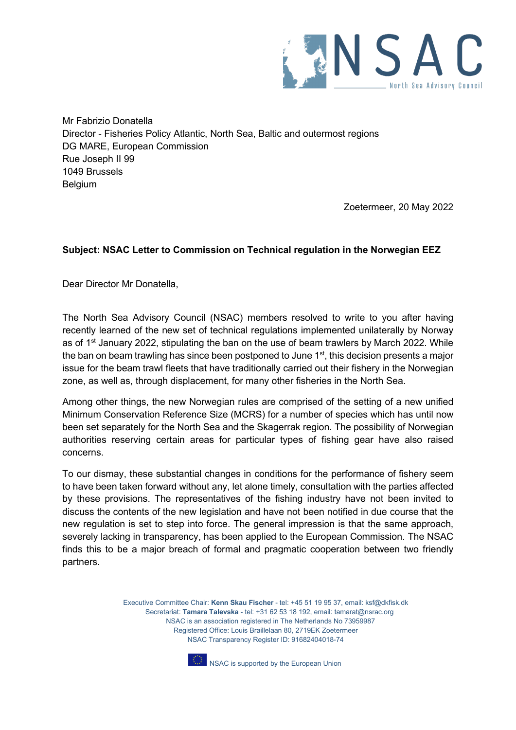Mr Fabrizio Donatella
Director - Fisheries Policy Atlantic, North Sea, Baltic and outermost regions
DG MARE, European Commission
Rue Joseph II 99
1049 Brussels
Belgium

Zoetermeer, 20 May 2022

**Subject: NSAC Letter to Commission on Technical regulation in the Norwegian EEZ**

Dear Director Mr Donatella,

The North Sea Advisory Council (NSAC) members resolved to write to you after having recently learned of the new set of technical regulations implemented unilaterally by Norway as of 1st January 2022, stipulating the ban on the use of beam trawlers by March 2022. While the ban on beam trawling has since been postponed to June 1st, this decision presents a major issue for the beam trawl fleets that have traditionally carried out their fishery in the Norwegian zone, as well as, through displacement, for many other fisheries in the North Sea.

Among other things, the new Norwegian rules are comprised of the setting of a new unified Minimum Conservation Reference Size (MCRS) for a number of species which has until now been set separately for the North Sea and the Skagerrak region. The possibility of Norwegian authorities reserving certain areas for particular types of fishing gear have also raised concerns.

To our dismay, these substantial changes in conditions for the performance of fishery seem to have been taken forward without any, let alone timely, consultation with the parties affected by these provisions. The representatives of the fishing industry have not been invited to discuss the contents of the new legislation and have not been notified in due course that the new regulation is set to step into force. The general impression is that the same approach, severely lacking in transparency, has been applied to the European Commission. The NSAC finds this to be a major breach of formal and pragmatic cooperation between two friendly partners.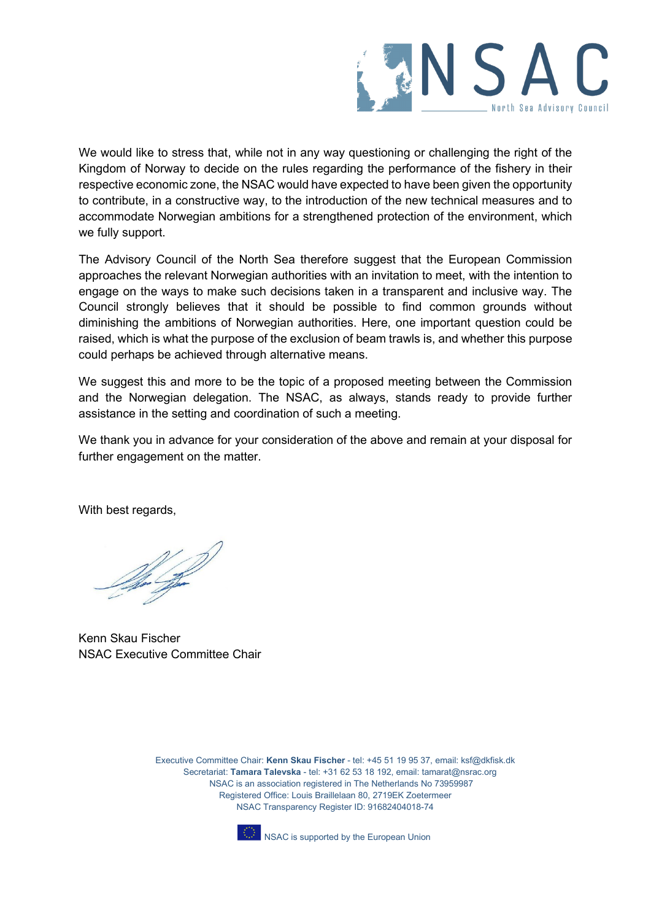We would like to stress that, while not in any way questioning or challenging the right of the Kingdom of Norway to decide on the rules regarding the performance of the fishery in their respective economic zone, the NSAC would have expected to have been given the opportunity to contribute, in a constructive way, to the introduction of the new technical measures and to accommodate Norwegian ambitions for a strengthened protection of the environment, which we fully support.

The Advisory Council of the North Sea therefore suggest that the European Commission approaches the relevant Norwegian authorities with an invitation to meet, with the intention to engage on the ways to make such decisions taken in a transparent and inclusive way. The Council strongly believes that it should be possible to find common grounds without diminishing the ambitions of Norwegian authorities. Here, one important question could be raised, which is what the purpose of the exclusion of beam trawls is, and whether this purpose could perhaps be achieved through alternative means.

We suggest this and more to be the topic of a proposed meeting between the Commission and the Norwegian delegation. The NSAC, as always, stands ready to provide further assistance in the setting and coordination of such a meeting.

We thank you in advance for your consideration of the above and remain at your disposal for further engagement on the matter.

With best regards,

Kenn Skau Fischer
NSAC Executive Committee Chair

Executive Committee Chair: **Kenn Skau Fischer** - tel: +45 51 19 95 37, email: ksf@dkfisk.dk
Secretariat: **Tamara Talevska** - tel: +31 62 53 18 192, email: tamarat@nsrac.org
NSAC is an association registered in The Netherlands No 73959987
Registered Office: Louis Braillelaan 80, 2719EK Zoetermeer
NSAC Transparency Register ID: 91682404018-74

NSAC is supported by the European Union